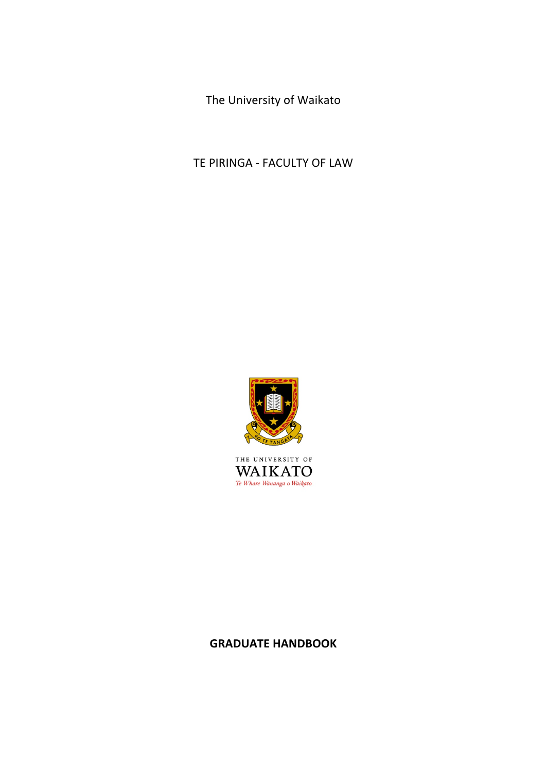The University of Waikato

TE PIRINGA - FACULTY OF LAW

THE UNIVERSITY OF
WAIKATO
*Te Whare Wānanga o Waikato*

**GRADUATE HANDBOOK**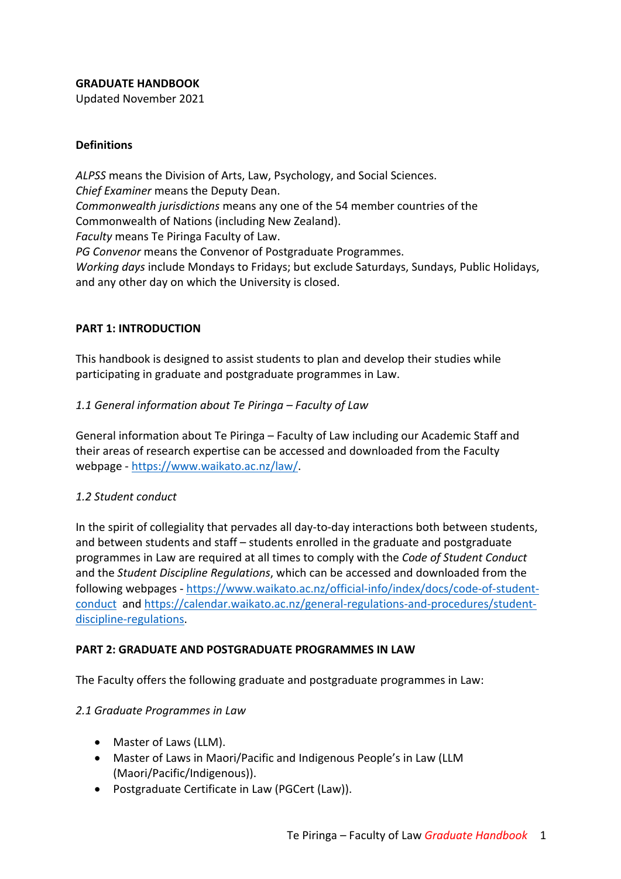**GRADUATE HANDBOOK**
Updated November 2021

**Definitions**

*ALPSS* means the Division of Arts, Law, Psychology, and Social Sciences.
*Chief Examiner* means the Deputy Dean.
*Commonwealth jurisdictions* means any one of the 54 member countries of the Commonwealth of Nations (including New Zealand).
*Faculty* means Te Piringa Faculty of Law.
*PG Convenor* means the Convenor of Postgraduate Programmes.
*Working days* include Mondays to Fridays; but exclude Saturdays, Sundays, Public Holidays, and any other day on which the University is closed.

## PART 1: INTRODUCTION

This handbook is designed to assist students to plan and develop their studies while participating in graduate and postgraduate programmes in Law.

### *1.1 General information about Te Piringa – Faculty of Law*

General information about Te Piringa – Faculty of Law including our Academic Staff and their areas of research expertise can be accessed and downloaded from the Faculty webpage - https://www.waikato.ac.nz/law/.

### *1.2 Student conduct*

In the spirit of collegiality that pervades all day-to-day interactions both between students, and between students and staff – students enrolled in the graduate and postgraduate programmes in Law are required at all times to comply with the *Code of Student Conduct* and the *Student Discipline Regulations*, which can be accessed and downloaded from the following webpages - https://www.waikato.ac.nz/official-info/index/docs/code-of-student-conduct and https://calendar.waikato.ac.nz/general-regulations-and-procedures/student-discipline-regulations.

## PART 2: GRADUATE AND POSTGRADUATE PROGRAMMES IN LAW

The Faculty offers the following graduate and postgraduate programmes in Law:

### *2.1 Graduate Programmes in Law*

- Master of Laws (LLM).
- Master of Laws in Maori/Pacific and Indigenous People's in Law (LLM (Maori/Pacific/Indigenous)).
- Postgraduate Certificate in Law (PGCert (Law)).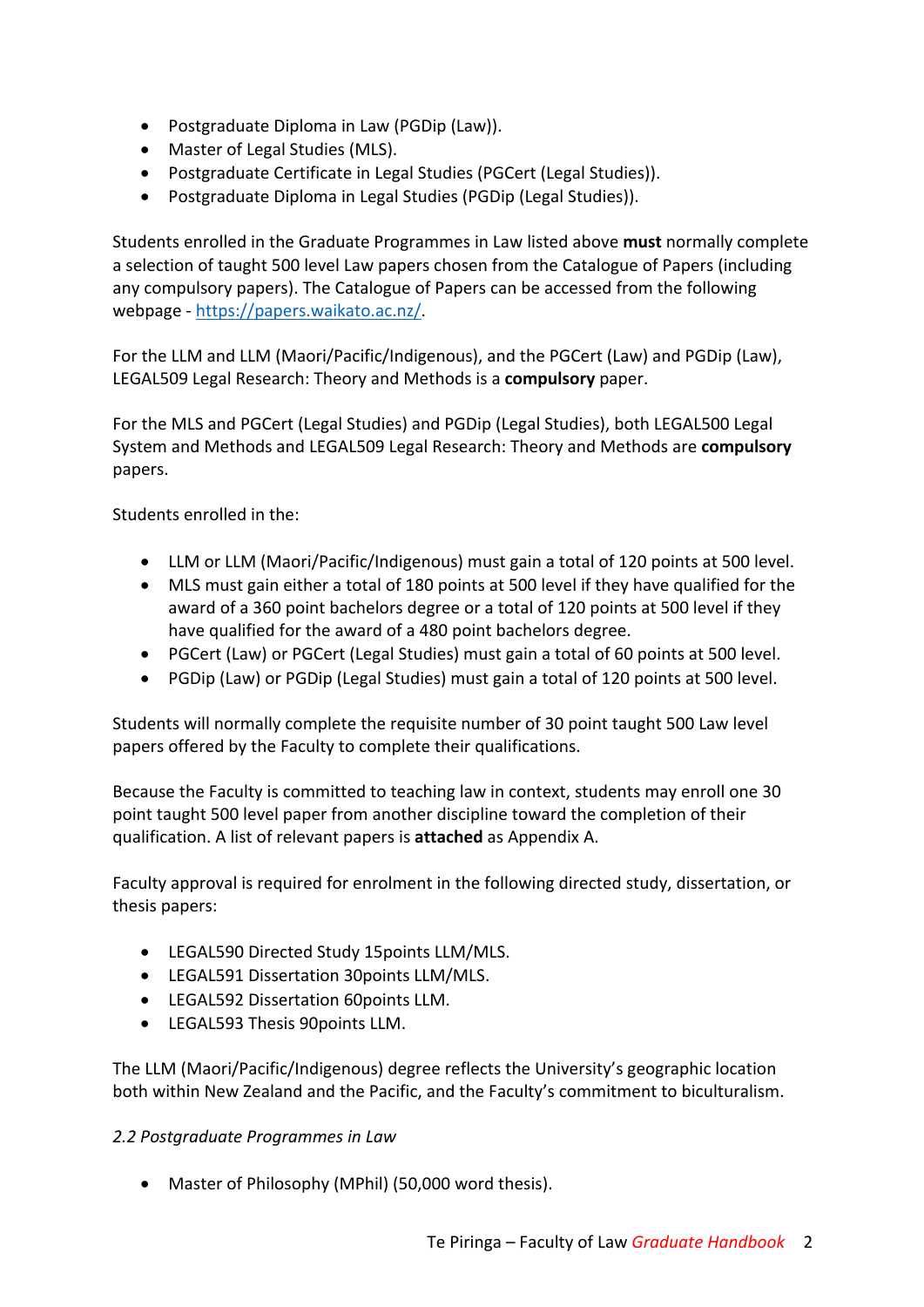- Postgraduate Diploma in Law (PGDip (Law)).
- Master of Legal Studies (MLS).
- Postgraduate Certificate in Legal Studies (PGCert (Legal Studies)).
- Postgraduate Diploma in Legal Studies (PGDip (Legal Studies)).

Students enrolled in the Graduate Programmes in Law listed above **must** normally complete a selection of taught 500 level Law papers chosen from the Catalogue of Papers (including any compulsory papers). The Catalogue of Papers can be accessed from the following webpage - https://papers.waikato.ac.nz/.

For the LLM and LLM (Maori/Pacific/Indigenous), and the PGCert (Law) and PGDip (Law), LEGAL509 Legal Research: Theory and Methods is a **compulsory** paper.

For the MLS and PGCert (Legal Studies) and PGDip (Legal Studies), both LEGAL500 Legal System and Methods and LEGAL509 Legal Research: Theory and Methods are **compulsory** papers.

Students enrolled in the:

- LLM or LLM (Maori/Pacific/Indigenous) must gain a total of 120 points at 500 level.
- MLS must gain either a total of 180 points at 500 level if they have qualified for the award of a 360 point bachelors degree or a total of 120 points at 500 level if they have qualified for the award of a 480 point bachelors degree.
- PGCert (Law) or PGCert (Legal Studies) must gain a total of 60 points at 500 level.
- PGDip (Law) or PGDip (Legal Studies) must gain a total of 120 points at 500 level.

Students will normally complete the requisite number of 30 point taught 500 Law level papers offered by the Faculty to complete their qualifications.

Because the Faculty is committed to teaching law in context, students may enroll one 30 point taught 500 level paper from another discipline toward the completion of their qualification. A list of relevant papers is **attached** as Appendix A.

Faculty approval is required for enrolment in the following directed study, dissertation, or thesis papers:

- LEGAL590 Directed Study 15points LLM/MLS.
- LEGAL591 Dissertation 30points LLM/MLS.
- LEGAL592 Dissertation 60points LLM.
- LEGAL593 Thesis 90points LLM.

The LLM (Maori/Pacific/Indigenous) degree reflects the University's geographic location both within New Zealand and the Pacific, and the Faculty's commitment to biculturalism.

*2.2 Postgraduate Programmes in Law*

- Master of Philosophy (MPhil) (50,000 word thesis).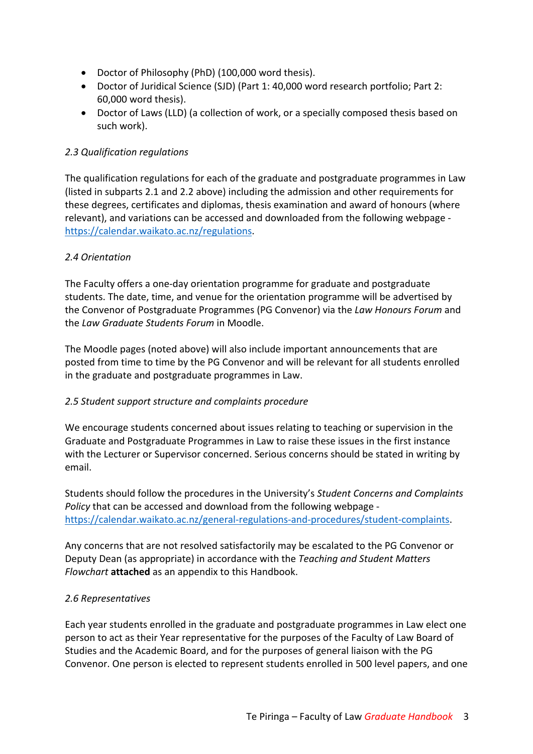- Doctor of Philosophy (PhD) (100,000 word thesis).
- Doctor of Juridical Science (SJD) (Part 1: 40,000 word research portfolio; Part 2: 60,000 word thesis).
- Doctor of Laws (LLD) (a collection of work, or a specially composed thesis based on such work).

### *2.3 Qualification regulations*

The qualification regulations for each of the graduate and postgraduate programmes in Law (listed in subparts 2.1 and 2.2 above) including the admission and other requirements for these degrees, certificates and diplomas, thesis examination and award of honours (where relevant), and variations can be accessed and downloaded from the following webpage - https://calendar.waikato.ac.nz/regulations.

### *2.4 Orientation*

The Faculty offers a one-day orientation programme for graduate and postgraduate students. The date, time, and venue for the orientation programme will be advertised by the Convenor of Postgraduate Programmes (PG Convenor) via the *Law Honours Forum* and the *Law Graduate Students Forum* in Moodle.

The Moodle pages (noted above) will also include important announcements that are posted from time to time by the PG Convenor and will be relevant for all students enrolled in the graduate and postgraduate programmes in Law.

### *2.5 Student support structure and complaints procedure*

We encourage students concerned about issues relating to teaching or supervision in the Graduate and Postgraduate Programmes in Law to raise these issues in the first instance with the Lecturer or Supervisor concerned. Serious concerns should be stated in writing by email.

Students should follow the procedures in the University's *Student Concerns and Complaints Policy* that can be accessed and download from the following webpage - https://calendar.waikato.ac.nz/general-regulations-and-procedures/student-complaints.

Any concerns that are not resolved satisfactorily may be escalated to the PG Convenor or Deputy Dean (as appropriate) in accordance with the *Teaching and Student Matters Flowchart* **attached** as an appendix to this Handbook.

### *2.6 Representatives*

Each year students enrolled in the graduate and postgraduate programmes in Law elect one person to act as their Year representative for the purposes of the Faculty of Law Board of Studies and the Academic Board, and for the purposes of general liaison with the PG Convenor. One person is elected to represent students enrolled in 500 level papers, and one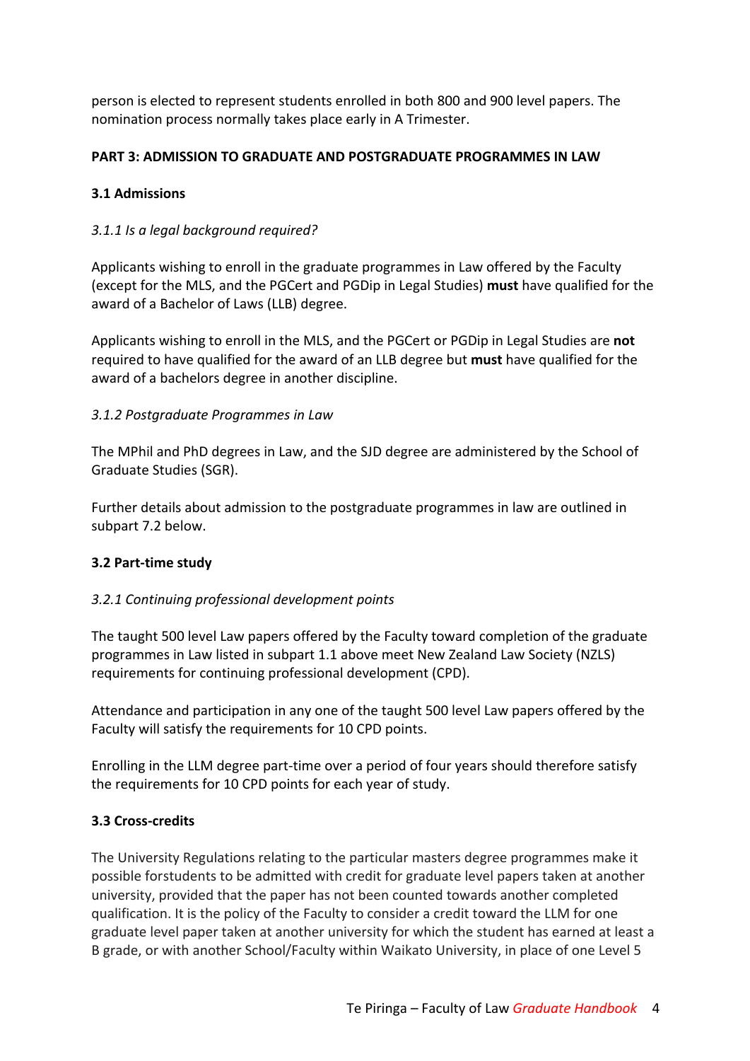person is elected to represent students enrolled in both 800 and 900 level papers. The nomination process normally takes place early in A Trimester.

## PART 3: ADMISSION TO GRADUATE AND POSTGRADUATE PROGRAMMES IN LAW

### 3.1 Admissions

*3.1.1 Is a legal background required?*

Applicants wishing to enroll in the graduate programmes in Law offered by the Faculty (except for the MLS, and the PGCert and PGDip in Legal Studies) **must** have qualified for the award of a Bachelor of Laws (LLB) degree.

Applicants wishing to enroll in the MLS, and the PGCert or PGDip in Legal Studies are **not** required to have qualified for the award of an LLB degree but **must** have qualified for the award of a bachelors degree in another discipline.

*3.1.2 Postgraduate Programmes in Law*

The MPhil and PhD degrees in Law, and the SJD degree are administered by the School of Graduate Studies (SGR).

Further details about admission to the postgraduate programmes in law are outlined in subpart 7.2 below.

### 3.2 Part-time study

*3.2.1 Continuing professional development points*

The taught 500 level Law papers offered by the Faculty toward completion of the graduate programmes in Law listed in subpart 1.1 above meet New Zealand Law Society (NZLS) requirements for continuing professional development (CPD).

Attendance and participation in any one of the taught 500 level Law papers offered by the Faculty will satisfy the requirements for 10 CPD points.

Enrolling in the LLM degree part-time over a period of four years should therefore satisfy the requirements for 10 CPD points for each year of study.

### 3.3 Cross-credits

The University Regulations relating to the particular masters degree programmes make it possible forstudents to be admitted with credit for graduate level papers taken at another university, provided that the paper has not been counted towards another completed qualification. It is the policy of the Faculty to consider a credit toward the LLM for one graduate level paper taken at another university for which the student has earned at least a B grade, or with another School/Faculty within Waikato University, in place of one Level 5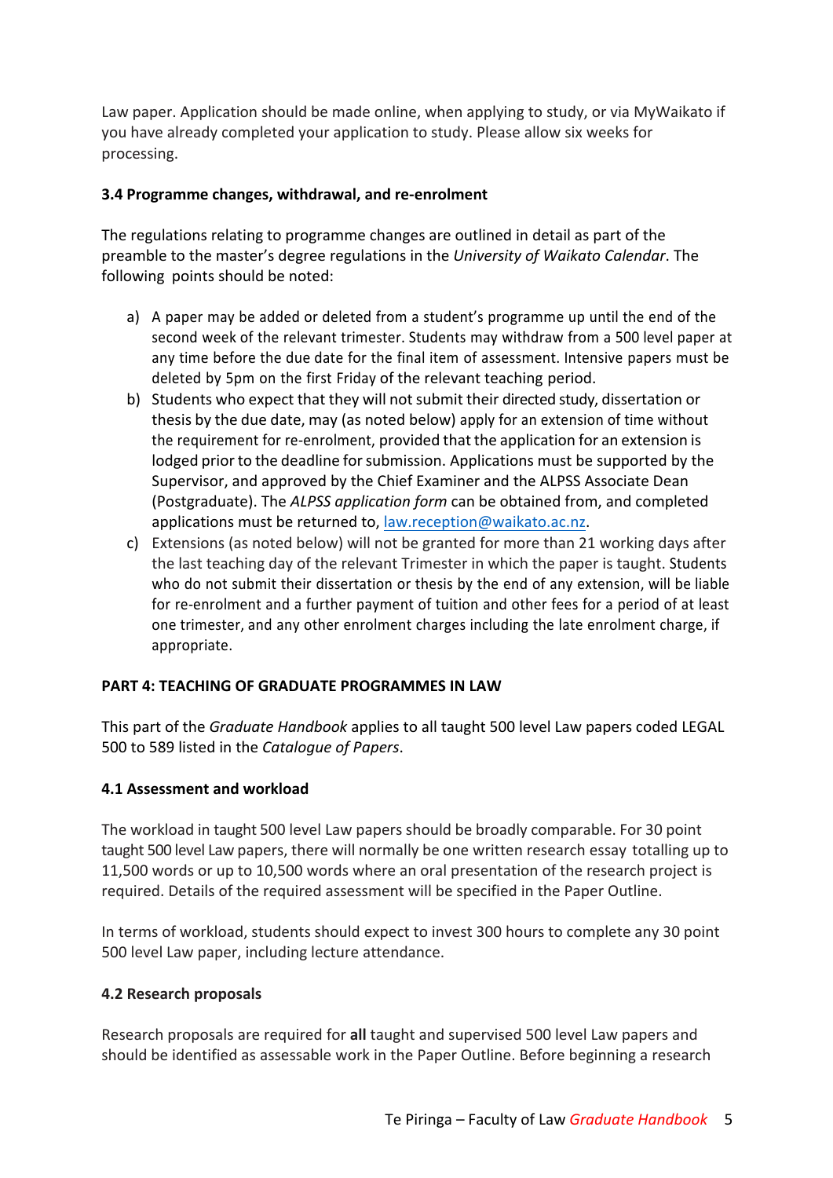Law paper. Application should be made online, when applying to study, or via MyWaikato if you have already completed your application to study. Please allow six weeks for processing.

### 3.4 Programme changes, withdrawal, and re-enrolment

The regulations relating to programme changes are outlined in detail as part of the preamble to the master's degree regulations in the *University of Waikato Calendar*. The following points should be noted:

a) A paper may be added or deleted from a student's programme up until the end of the second week of the relevant trimester. Students may withdraw from a 500 level paper at any time before the due date for the final item of assessment. Intensive papers must be deleted by 5pm on the first Friday of the relevant teaching period.
b) Students who expect that they will not submit their directed study, dissertation or thesis by the due date, may (as noted below) apply for an extension of time without the requirement for re-enrolment, provided that the application for an extension is lodged prior to the deadline for submission. Applications must be supported by the Supervisor, and approved by the Chief Examiner and the ALPSS Associate Dean (Postgraduate). The *ALPSS application form* can be obtained from, and completed applications must be returned to, law.reception@waikato.ac.nz.
c) Extensions (as noted below) will not be granted for more than 21 working days after the last teaching day of the relevant Trimester in which the paper is taught. Students who do not submit their dissertation or thesis by the end of any extension, will be liable for re-enrolment and a further payment of tuition and other fees for a period of at least one trimester, and any other enrolment charges including the late enrolment charge, if appropriate.

## PART 4: TEACHING OF GRADUATE PROGRAMMES IN LAW

This part of the *Graduate Handbook* applies to all taught 500 level Law papers coded LEGAL 500 to 589 listed in the *Catalogue of Papers*.

### 4.1 Assessment and workload

The workload in taught 500 level Law papers should be broadly comparable. For 30 point taught 500 level Law papers, there will normally be one written research essay totalling up to 11,500 words or up to 10,500 words where an oral presentation of the research project is required. Details of the required assessment will be specified in the Paper Outline.

In terms of workload, students should expect to invest 300 hours to complete any 30 point 500 level Law paper, including lecture attendance.

### 4.2 Research proposals

Research proposals are required for **all** taught and supervised 500 level Law papers and should be identified as assessable work in the Paper Outline. Before beginning a research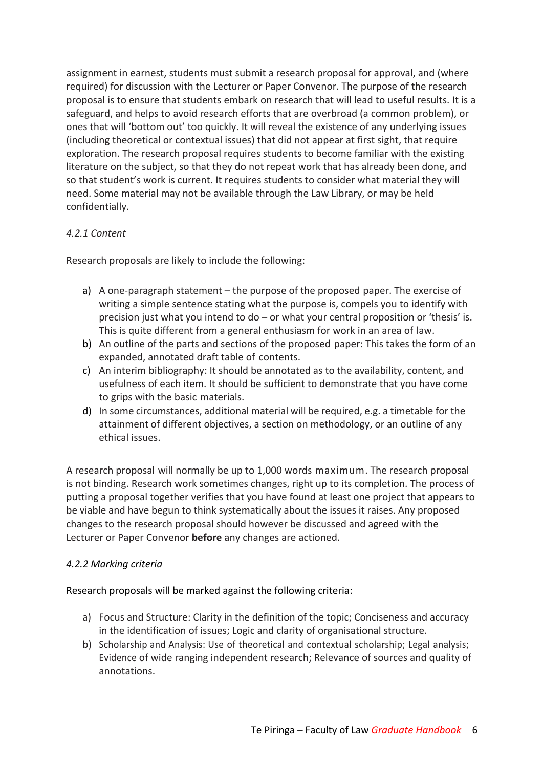assignment in earnest, students must submit a research proposal for approval, and (where required) for discussion with the Lecturer or Paper Convenor. The purpose of the research proposal is to ensure that students embark on research that will lead to useful results. It is a safeguard, and helps to avoid research efforts that are overbroad (a common problem), or ones that will 'bottom out' too quickly. It will reveal the existence of any underlying issues (including theoretical or contextual issues) that did not appear at first sight, that require exploration. The research proposal requires students to become familiar with the existing literature on the subject, so that they do not repeat work that has already been done, and so that student's work is current. It requires students to consider what material they will need. Some material may not be available through the Law Library, or may be held confidentially.

#### *4.2.1 Content*

Research proposals are likely to include the following:

a) A one-paragraph statement – the purpose of the proposed paper. The exercise of writing a simple sentence stating what the purpose is, compels you to identify with precision just what you intend to do – or what your central proposition or 'thesis' is. This is quite different from a general enthusiasm for work in an area of law.
b) An outline of the parts and sections of the proposed paper: This takes the form of an expanded, annotated draft table of contents.
c) An interim bibliography: It should be annotated as to the availability, content, and usefulness of each item. It should be sufficient to demonstrate that you have come to grips with the basic materials.
d) In some circumstances, additional material will be required, e.g. a timetable for the attainment of different objectives, a section on methodology, or an outline of any ethical issues.

A research proposal will normally be up to 1,000 words maximum. The research proposal is not binding. Research work sometimes changes, right up to its completion. The process of putting a proposal together verifies that you have found at least one project that appears to be viable and have begun to think systematically about the issues it raises. Any proposed changes to the research proposal should however be discussed and agreed with the Lecturer or Paper Convenor **before** any changes are actioned.

#### *4.2.2 Marking criteria*

Research proposals will be marked against the following criteria:

a) Focus and Structure: Clarity in the definition of the topic; Conciseness and accuracy in the identification of issues; Logic and clarity of organisational structure.
b) Scholarship and Analysis: Use of theoretical and contextual scholarship; Legal analysis; Evidence of wide ranging independent research; Relevance of sources and quality of annotations.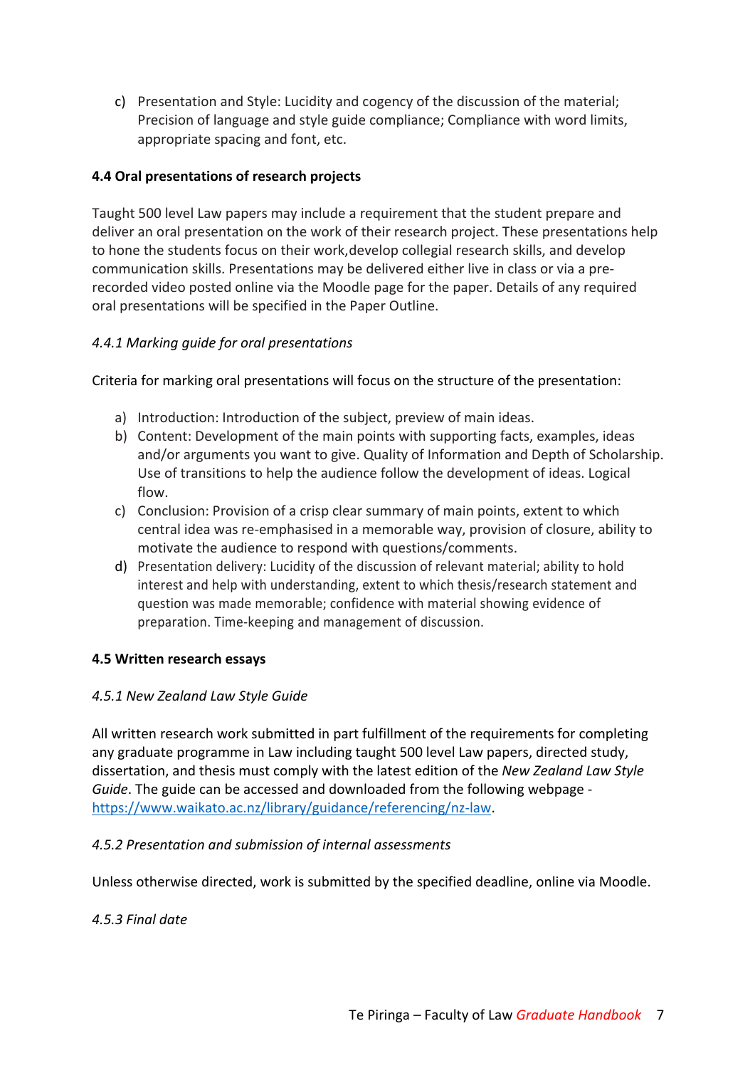c) Presentation and Style: Lucidity and cogency of the discussion of the material; Precision of language and style guide compliance; Compliance with word limits, appropriate spacing and font, etc.

### 4.4 Oral presentations of research projects

Taught 500 level Law papers may include a requirement that the student prepare and deliver an oral presentation on the work of their research project. These presentations help to hone the students focus on their work,develop collegial research skills, and develop communication skills. Presentations may be delivered either live in class or via a pre-recorded video posted online via the Moodle page for the paper. Details of any required oral presentations will be specified in the Paper Outline.

#### *4.4.1 Marking guide for oral presentations*

Criteria for marking oral presentations will focus on the structure of the presentation:

a) Introduction: Introduction of the subject, preview of main ideas.
b) Content: Development of the main points with supporting facts, examples, ideas and/or arguments you want to give. Quality of Information and Depth of Scholarship. Use of transitions to help the audience follow the development of ideas. Logical flow.
c) Conclusion: Provision of a crisp clear summary of main points, extent to which central idea was re-emphasised in a memorable way, provision of closure, ability to motivate the audience to respond with questions/comments.
d) Presentation delivery: Lucidity of the discussion of relevant material; ability to hold interest and help with understanding, extent to which thesis/research statement and question was made memorable; confidence with material showing evidence of preparation. Time-keeping and management of discussion.

### 4.5 Written research essays

#### *4.5.1 New Zealand Law Style Guide*

All written research work submitted in part fulfillment of the requirements for completing any graduate programme in Law including taught 500 level Law papers, directed study, dissertation, and thesis must comply with the latest edition of the *New Zealand Law Style Guide*. The guide can be accessed and downloaded from the following webpage - https://www.waikato.ac.nz/library/guidance/referencing/nz-law.

#### *4.5.2 Presentation and submission of internal assessments*

Unless otherwise directed, work is submitted by the specified deadline, online via Moodle.

#### *4.5.3 Final date*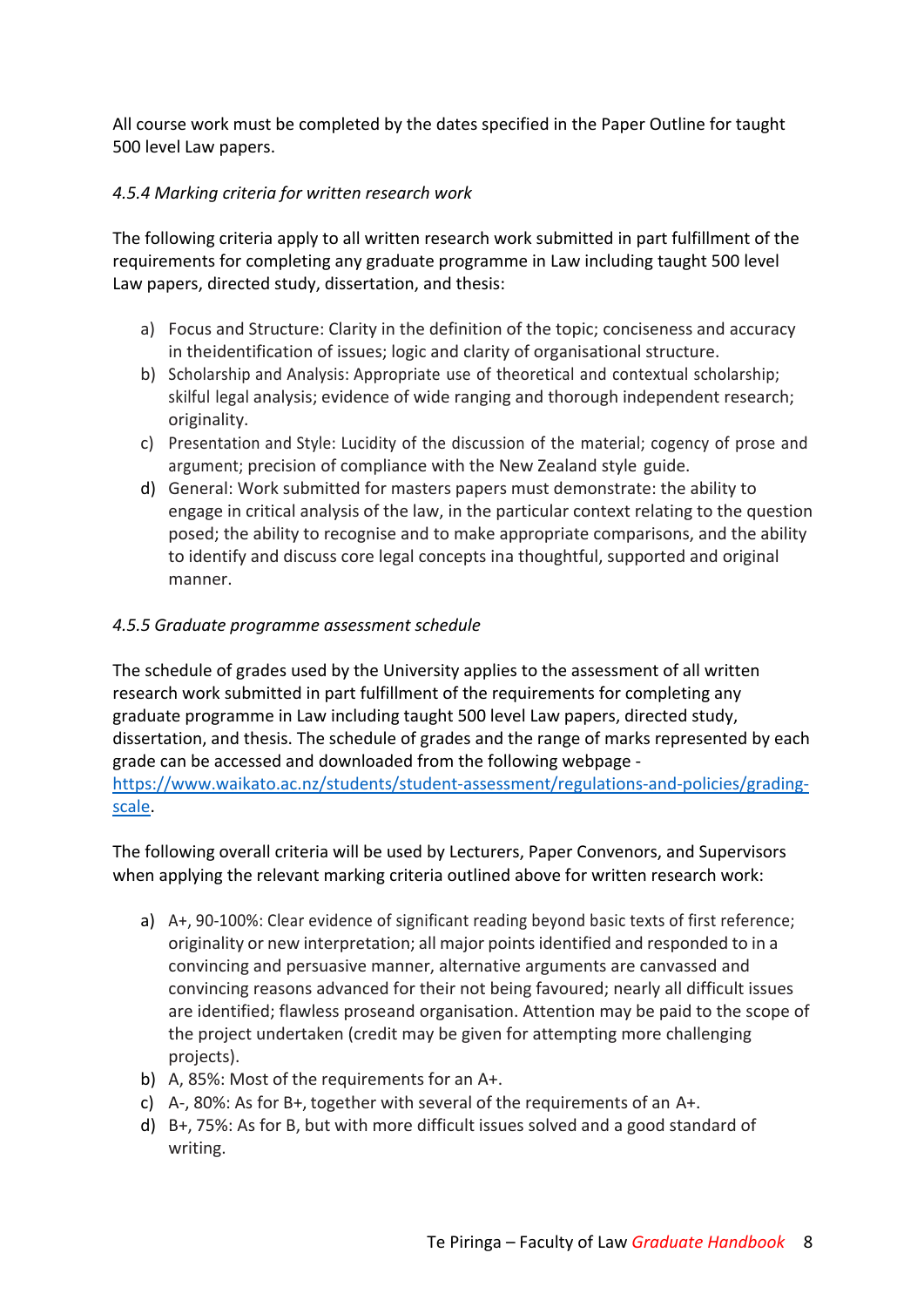All course work must be completed by the dates specified in the Paper Outline for taught 500 level Law papers.

#### *4.5.4 Marking criteria for written research work*

The following criteria apply to all written research work submitted in part fulfillment of the requirements for completing any graduate programme in Law including taught 500 level Law papers, directed study, dissertation, and thesis:

a) Focus and Structure: Clarity in the definition of the topic; conciseness and accuracy in theidentification of issues; logic and clarity of organisational structure.
b) Scholarship and Analysis: Appropriate use of theoretical and contextual scholarship; skilful legal analysis; evidence of wide ranging and thorough independent research; originality.
c) Presentation and Style: Lucidity of the discussion of the material; cogency of prose and argument; precision of compliance with the New Zealand style guide.
d) General: Work submitted for masters papers must demonstrate: the ability to engage in critical analysis of the law, in the particular context relating to the question posed; the ability to recognise and to make appropriate comparisons, and the ability to identify and discuss core legal concepts ina thoughtful, supported and original manner.

#### *4.5.5 Graduate programme assessment schedule*

The schedule of grades used by the University applies to the assessment of all written research work submitted in part fulfillment of the requirements for completing any graduate programme in Law including taught 500 level Law papers, directed study, dissertation, and thesis. The schedule of grades and the range of marks represented by each grade can be accessed and downloaded from the following webpage - [https://www.waikato.ac.nz/students/student-assessment/regulations-and-policies/grading-scale](https://www.waikato.ac.nz/students/student-assessment/regulations-and-policies/grading-scale).

The following overall criteria will be used by Lecturers, Paper Convenors, and Supervisors when applying the relevant marking criteria outlined above for written research work:

a) A+, 90-100%: Clear evidence of significant reading beyond basic texts of first reference; originality or new interpretation; all major points identified and responded to in a convincing and persuasive manner, alternative arguments are canvassed and convincing reasons advanced for their not being favoured; nearly all difficult issues are identified; flawless proseand organisation. Attention may be paid to the scope of the project undertaken (credit may be given for attempting more challenging projects).
b) A, 85%: Most of the requirements for an A+.
c) A-, 80%: As for B+, together with several of the requirements of an A+.
d) B+, 75%: As for B, but with more difficult issues solved and a good standard of writing.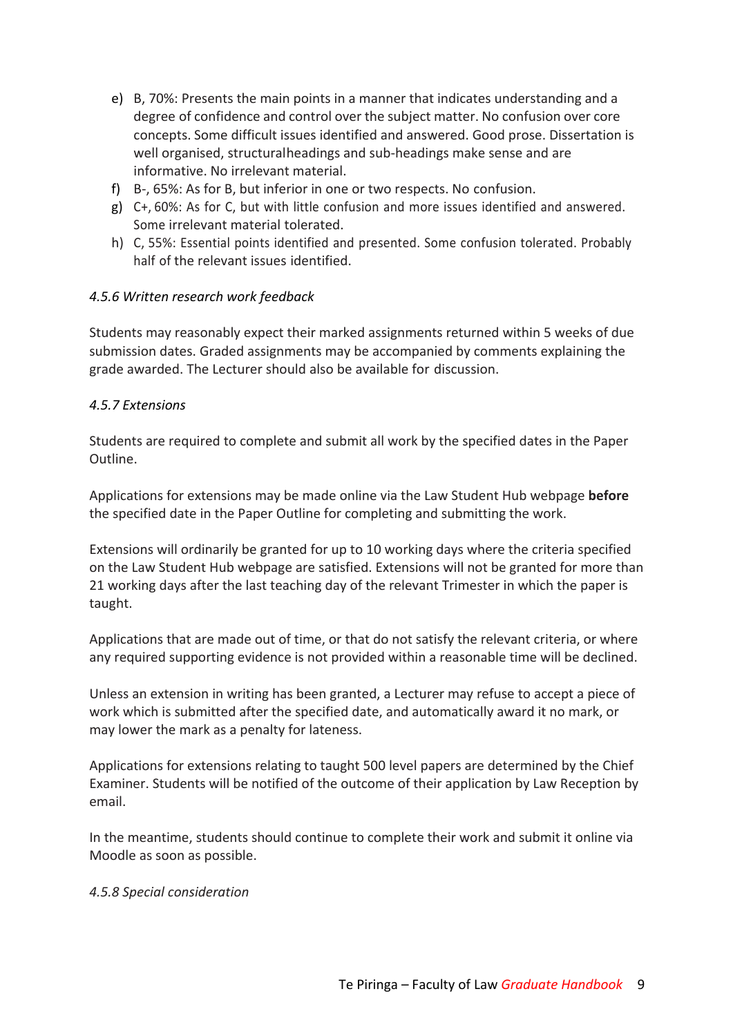e) B, 70%: Presents the main points in a manner that indicates understanding and a degree of confidence and control over the subject matter. No confusion over core concepts. Some difficult issues identified and answered. Good prose. Dissertation is well organised, structuralheadings and sub-headings make sense and are informative. No irrelevant material.
f) B-, 65%: As for B, but inferior in one or two respects. No confusion.
g) C+, 60%: As for C, but with little confusion and more issues identified and answered. Some irrelevant material tolerated.
h) C, 55%: Essential points identified and presented. Some confusion tolerated. Probably half of the relevant issues identified.

*4.5.6 Written research work feedback*

Students may reasonably expect their marked assignments returned within 5 weeks of due submission dates. Graded assignments may be accompanied by comments explaining the grade awarded. The Lecturer should also be available for discussion.

*4.5.7 Extensions*

Students are required to complete and submit all work by the specified dates in the Paper Outline.

Applications for extensions may be made online via the Law Student Hub webpage **before** the specified date in the Paper Outline for completing and submitting the work.

Extensions will ordinarily be granted for up to 10 working days where the criteria specified on the Law Student Hub webpage are satisfied. Extensions will not be granted for more than 21 working days after the last teaching day of the relevant Trimester in which the paper is taught.

Applications that are made out of time, or that do not satisfy the relevant criteria, or where any required supporting evidence is not provided within a reasonable time will be declined.

Unless an extension in writing has been granted, a Lecturer may refuse to accept a piece of work which is submitted after the specified date, and automatically award it no mark, or may lower the mark as a penalty for lateness.

Applications for extensions relating to taught 500 level papers are determined by the Chief Examiner. Students will be notified of the outcome of their application by Law Reception by email.

In the meantime, students should continue to complete their work and submit it online via Moodle as soon as possible.

*4.5.8 Special consideration*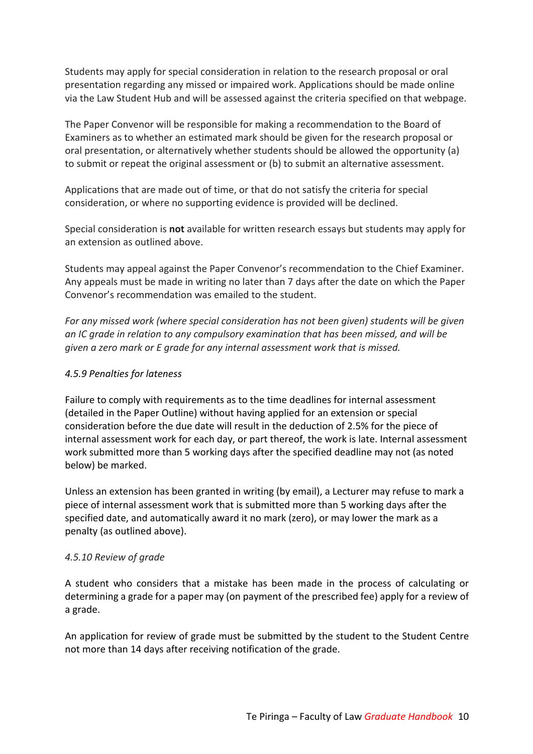Students may apply for special consideration in relation to the research proposal or oral presentation regarding any missed or impaired work. Applications should be made online via the Law Student Hub and will be assessed against the criteria specified on that webpage.

The Paper Convenor will be responsible for making a recommendation to the Board of Examiners as to whether an estimated mark should be given for the research proposal or oral presentation, or alternatively whether students should be allowed the opportunity (a) to submit or repeat the original assessment or (b) to submit an alternative assessment.

Applications that are made out of time, or that do not satisfy the criteria for special consideration, or where no supporting evidence is provided will be declined.

Special consideration is **not** available for written research essays but students may apply for an extension as outlined above.

Students may appeal against the Paper Convenor's recommendation to the Chief Examiner. Any appeals must be made in writing no later than 7 days after the date on which the Paper Convenor's recommendation was emailed to the student.

*For any missed work (where special consideration has not been given) students will be given an IC grade in relation to any compulsory examination that has been missed, and will be given a zero mark or E grade for any internal assessment work that is missed.*

#### *4.5.9 Penalties for lateness*

Failure to comply with requirements as to the time deadlines for internal assessment (detailed in the Paper Outline) without having applied for an extension or special consideration before the due date will result in the deduction of 2.5% for the piece of internal assessment work for each day, or part thereof, the work is late. Internal assessment work submitted more than 5 working days after the specified deadline may not (as noted below) be marked.

Unless an extension has been granted in writing (by email), a Lecturer may refuse to mark a piece of internal assessment work that is submitted more than 5 working days after the specified date, and automatically award it no mark (zero), or may lower the mark as a penalty (as outlined above).

#### *4.5.10 Review of grade*

A student who considers that a mistake has been made in the process of calculating or determining a grade for a paper may (on payment of the prescribed fee) apply for a review of a grade.

An application for review of grade must be submitted by the student to the Student Centre not more than 14 days after receiving notification of the grade.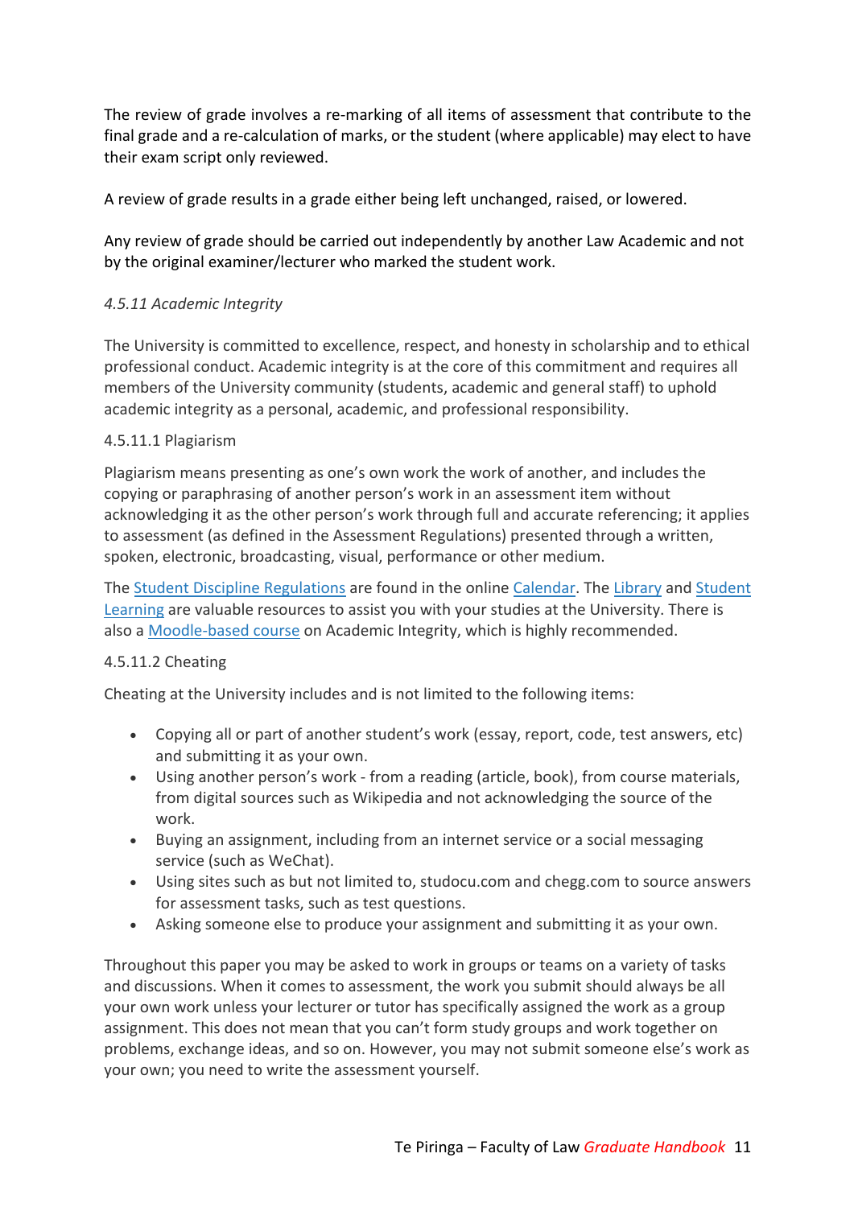The review of grade involves a re-marking of all items of assessment that contribute to the final grade and a re-calculation of marks, or the student (where applicable) may elect to have their exam script only reviewed.

A review of grade results in a grade either being left unchanged, raised, or lowered.

Any review of grade should be carried out independently by another Law Academic and not by the original examiner/lecturer who marked the student work.

### *4.5.11 Academic Integrity*

The University is committed to excellence, respect, and honesty in scholarship and to ethical professional conduct. Academic integrity is at the core of this commitment and requires all members of the University community (students, academic and general staff) to uphold academic integrity as a personal, academic, and professional responsibility.

#### 4.5.11.1 Plagiarism

Plagiarism means presenting as one's own work the work of another, and includes the copying or paraphrasing of another person's work in an assessment item without acknowledging it as the other person's work through full and accurate referencing; it applies to assessment (as defined in the Assessment Regulations) presented through a written, spoken, electronic, broadcasting, visual, performance or other medium.

The Student Discipline Regulations are found in the online Calendar. The Library and Student Learning are valuable resources to assist you with your studies at the University. There is also a Moodle-based course on Academic Integrity, which is highly recommended.

#### 4.5.11.2 Cheating

Cheating at the University includes and is not limited to the following items:

- Copying all or part of another student's work (essay, report, code, test answers, etc) and submitting it as your own.
- Using another person's work - from a reading (article, book), from course materials, from digital sources such as Wikipedia and not acknowledging the source of the work.
- Buying an assignment, including from an internet service or a social messaging service (such as WeChat).
- Using sites such as but not limited to, studocu.com and chegg.com to source answers for assessment tasks, such as test questions.
- Asking someone else to produce your assignment and submitting it as your own.

Throughout this paper you may be asked to work in groups or teams on a variety of tasks and discussions. When it comes to assessment, the work you submit should always be all your own work unless your lecturer or tutor has specifically assigned the work as a group assignment. This does not mean that you can't form study groups and work together on problems, exchange ideas, and so on. However, you may not submit someone else's work as your own; you need to write the assessment yourself.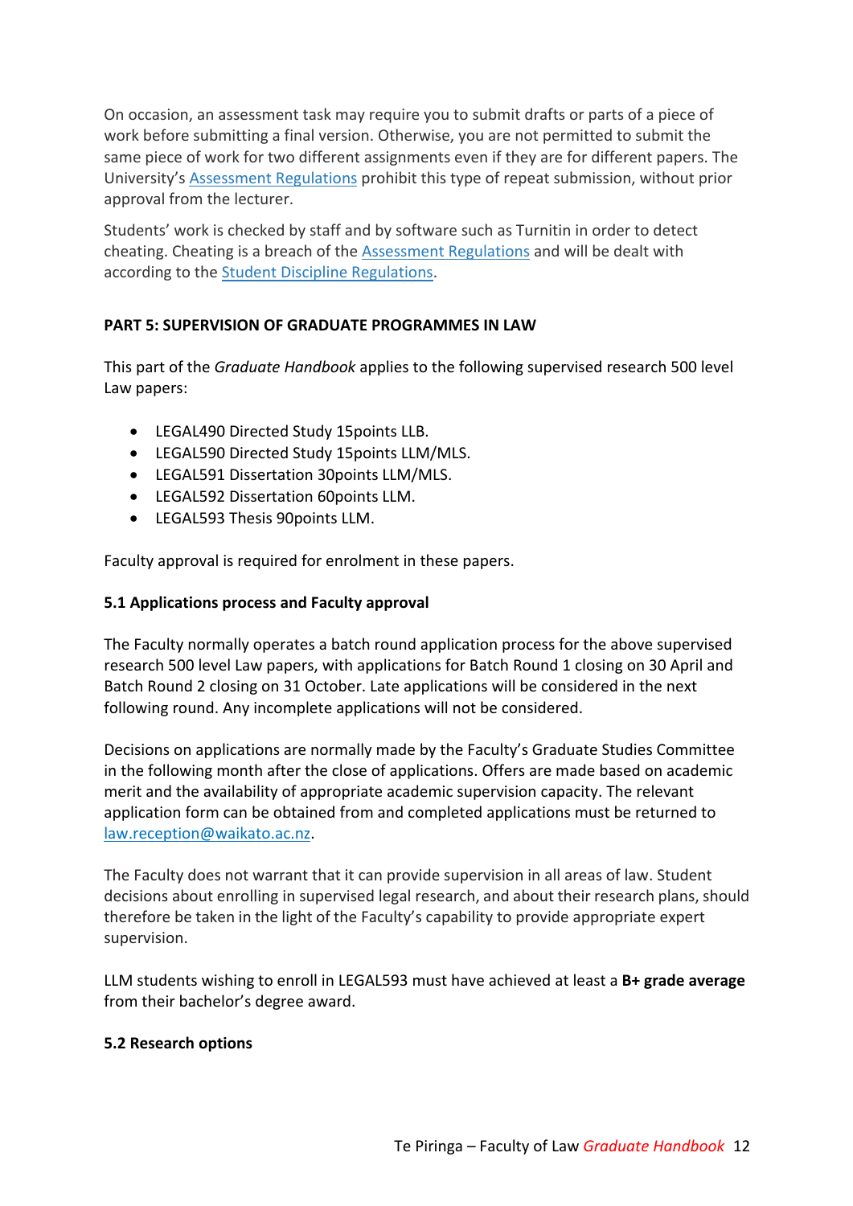On occasion, an assessment task may require you to submit drafts or parts of a piece of work before submitting a final version. Otherwise, you are not permitted to submit the same piece of work for two different assignments even if they are for different papers. The University's [Assessment Regulations] prohibit this type of repeat submission, without prior approval from the lecturer.

Students' work is checked by staff and by software such as Turnitin in order to detect cheating. Cheating is a breach of the [Assessment Regulations] and will be dealt with according to the [Student Discipline Regulations].

## PART 5: SUPERVISION OF GRADUATE PROGRAMMES IN LAW

This part of the *Graduate Handbook* applies to the following supervised research 500 level Law papers:

- LEGAL490 Directed Study 15points LLB.
- LEGAL590 Directed Study 15points LLM/MLS.
- LEGAL591 Dissertation 30points LLM/MLS.
- LEGAL592 Dissertation 60points LLM.
- LEGAL593 Thesis 90points LLM.

Faculty approval is required for enrolment in these papers.

### 5.1 Applications process and Faculty approval

The Faculty normally operates a batch round application process for the above supervised research 500 level Law papers, with applications for Batch Round 1 closing on 30 April and Batch Round 2 closing on 31 October. Late applications will be considered in the next following round. Any incomplete applications will not be considered.

Decisions on applications are normally made by the Faculty's Graduate Studies Committee in the following month after the close of applications. Offers are made based on academic merit and the availability of appropriate academic supervision capacity. The relevant application form can be obtained from and completed applications must be returned to law.reception@waikato.ac.nz.

The Faculty does not warrant that it can provide supervision in all areas of law. Student decisions about enrolling in supervised legal research, and about their research plans, should therefore be taken in the light of the Faculty's capability to provide appropriate expert supervision.

LLM students wishing to enroll in LEGAL593 must have achieved at least a **B+ grade average** from their bachelor's degree award.

### 5.2 Research options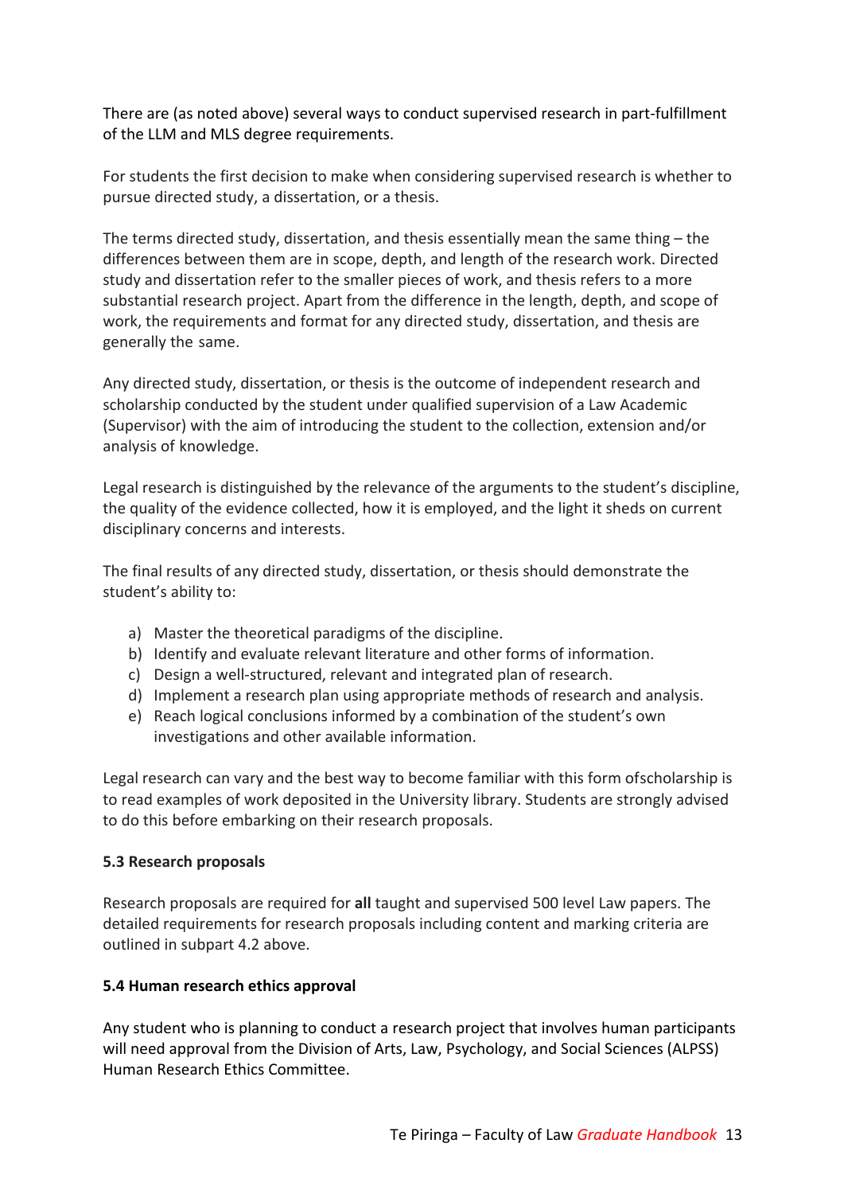There are (as noted above) several ways to conduct supervised research in part-fulfillment of the LLM and MLS degree requirements.

For students the first decision to make when considering supervised research is whether to pursue directed study, a dissertation, or a thesis.

The terms directed study, dissertation, and thesis essentially mean the same thing – the differences between them are in scope, depth, and length of the research work. Directed study and dissertation refer to the smaller pieces of work, and thesis refers to a more substantial research project. Apart from the difference in the length, depth, and scope of work, the requirements and format for any directed study, dissertation, and thesis are generally the same.

Any directed study, dissertation, or thesis is the outcome of independent research and scholarship conducted by the student under qualified supervision of a Law Academic (Supervisor) with the aim of introducing the student to the collection, extension and/or analysis of knowledge.

Legal research is distinguished by the relevance of the arguments to the student's discipline, the quality of the evidence collected, how it is employed, and the light it sheds on current disciplinary concerns and interests.

The final results of any directed study, dissertation, or thesis should demonstrate the student's ability to:

a) Master the theoretical paradigms of the discipline.
b) Identify and evaluate relevant literature and other forms of information.
c) Design a well-structured, relevant and integrated plan of research.
d) Implement a research plan using appropriate methods of research and analysis.
e) Reach logical conclusions informed by a combination of the student's own investigations and other available information.

Legal research can vary and the best way to become familiar with this form ofscholarship is to read examples of work deposited in the University library. Students are strongly advised to do this before embarking on their research proposals.

### 5.3 Research proposals

Research proposals are required for **all** taught and supervised 500 level Law papers. The detailed requirements for research proposals including content and marking criteria are outlined in subpart 4.2 above.

### 5.4 Human research ethics approval

Any student who is planning to conduct a research project that involves human participants will need approval from the Division of Arts, Law, Psychology, and Social Sciences (ALPSS) Human Research Ethics Committee.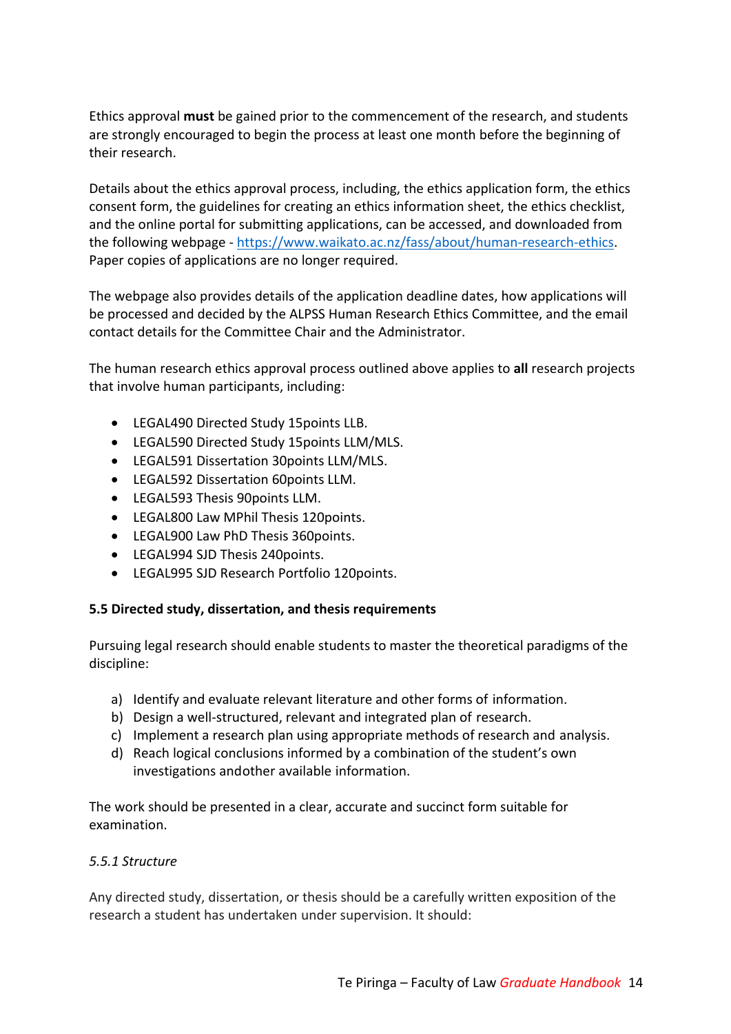Ethics approval **must** be gained prior to the commencement of the research, and students are strongly encouraged to begin the process at least one month before the beginning of their research.

Details about the ethics approval process, including, the ethics application form, the ethics consent form, the guidelines for creating an ethics information sheet, the ethics checklist, and the online portal for submitting applications, can be accessed, and downloaded from the following webpage - [https://www.waikato.ac.nz/fass/about/human-research-ethics](https://www.waikato.ac.nz/fass/about/human-research-ethics). Paper copies of applications are no longer required.

The webpage also provides details of the application deadline dates, how applications will be processed and decided by the ALPSS Human Research Ethics Committee, and the email contact details for the Committee Chair and the Administrator.

The human research ethics approval process outlined above applies to **all** research projects that involve human participants, including:

- LEGAL490 Directed Study 15points LLB.
- LEGAL590 Directed Study 15points LLM/MLS.
- LEGAL591 Dissertation 30points LLM/MLS.
- LEGAL592 Dissertation 60points LLM.
- LEGAL593 Thesis 90points LLM.
- LEGAL800 Law MPhil Thesis 120points.
- LEGAL900 Law PhD Thesis 360points.
- LEGAL994 SJD Thesis 240points.
- LEGAL995 SJD Research Portfolio 120points.

### 5.5 Directed study, dissertation, and thesis requirements

Pursuing legal research should enable students to master the theoretical paradigms of the discipline:

a) Identify and evaluate relevant literature and other forms of information.
b) Design a well-structured, relevant and integrated plan of research.
c) Implement a research plan using appropriate methods of research and analysis.
d) Reach logical conclusions informed by a combination of the student's own investigations andother available information.

The work should be presented in a clear, accurate and succinct form suitable for examination.

#### *5.5.1 Structure*

Any directed study, dissertation, or thesis should be a carefully written exposition of the research a student has undertaken under supervision. It should: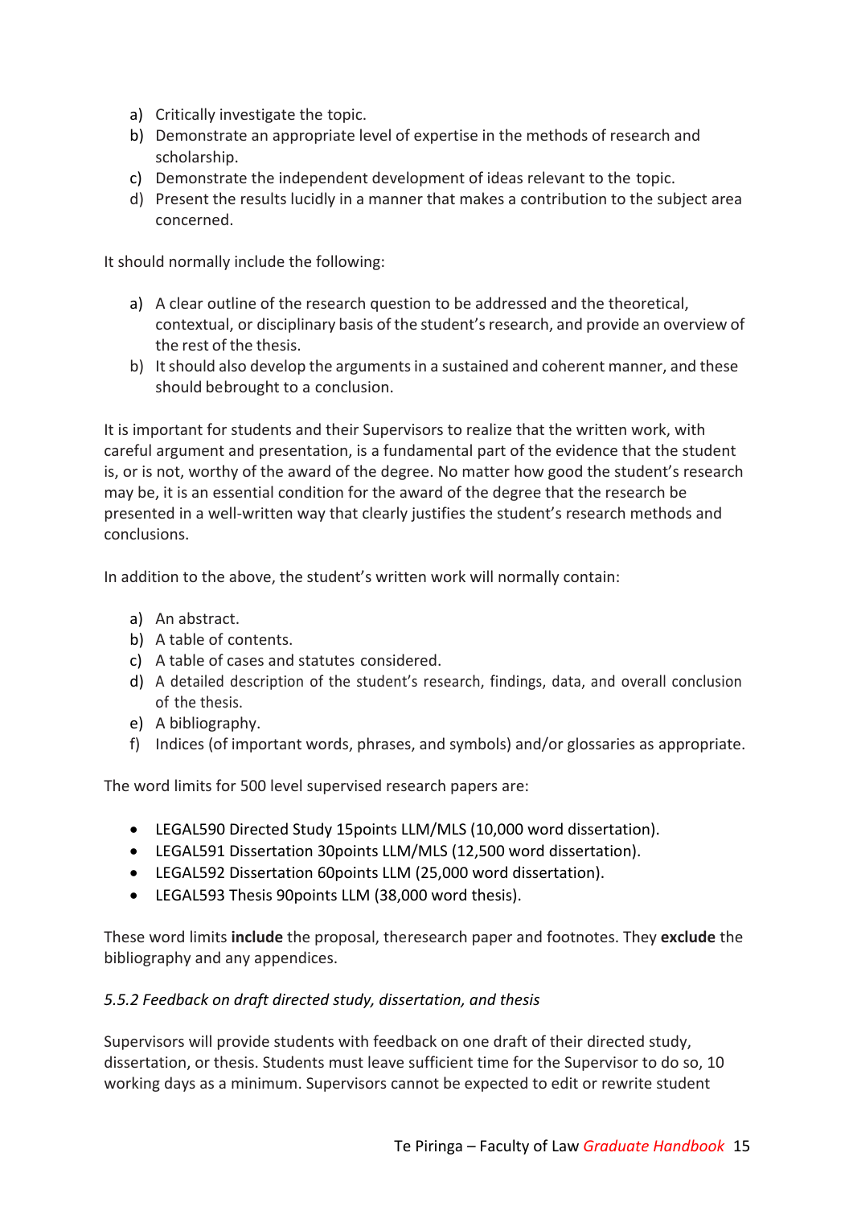a) Critically investigate the topic.
b) Demonstrate an appropriate level of expertise in the methods of research and scholarship.
c) Demonstrate the independent development of ideas relevant to the topic.
d) Present the results lucidly in a manner that makes a contribution to the subject area concerned.

It should normally include the following:

a) A clear outline of the research question to be addressed and the theoretical, contextual, or disciplinary basis of the student's research, and provide an overview of the rest of the thesis.
b) It should also develop the arguments in a sustained and coherent manner, and these should bebrought to a conclusion.

It is important for students and their Supervisors to realize that the written work, with careful argument and presentation, is a fundamental part of the evidence that the student is, or is not, worthy of the award of the degree. No matter how good the student's research may be, it is an essential condition for the award of the degree that the research be presented in a well-written way that clearly justifies the student's research methods and conclusions.

In addition to the above, the student's written work will normally contain:

a) An abstract.
b) A table of contents.
c) A table of cases and statutes considered.
d) A detailed description of the student's research, findings, data, and overall conclusion of the thesis.
e) A bibliography.
f) Indices (of important words, phrases, and symbols) and/or glossaries as appropriate.

The word limits for 500 level supervised research papers are:

- LEGAL590 Directed Study 15points LLM/MLS (10,000 word dissertation).
- LEGAL591 Dissertation 30points LLM/MLS (12,500 word dissertation).
- LEGAL592 Dissertation 60points LLM (25,000 word dissertation).
- LEGAL593 Thesis 90points LLM (38,000 word thesis).

These word limits **include** the proposal, theresearch paper and footnotes. They **exclude** the bibliography and any appendices.

*5.5.2 Feedback on draft directed study, dissertation, and thesis*

Supervisors will provide students with feedback on one draft of their directed study, dissertation, or thesis. Students must leave sufficient time for the Supervisor to do so, 10 working days as a minimum. Supervisors cannot be expected to edit or rewrite student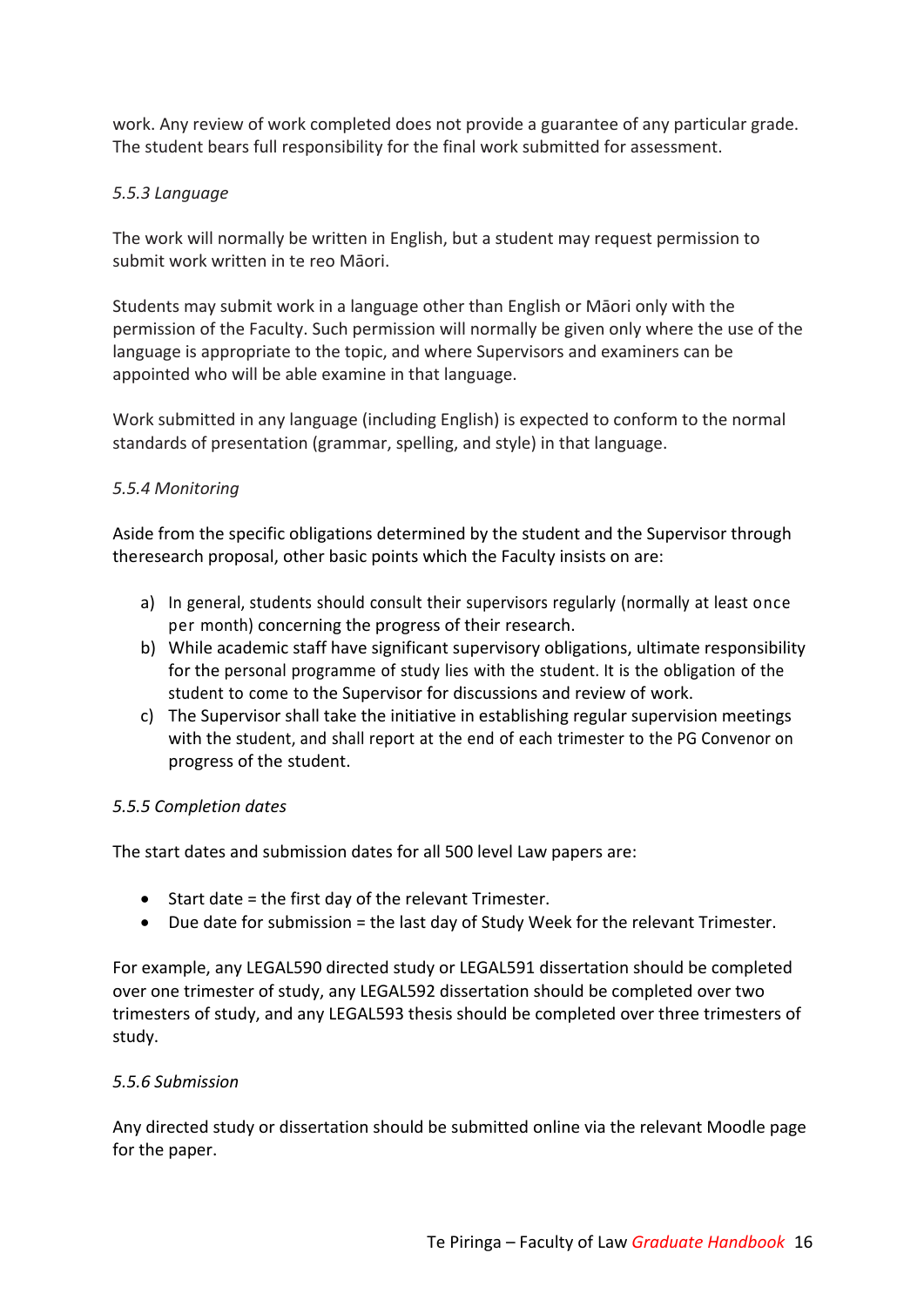work. Any review of work completed does not provide a guarantee of any particular grade. The student bears full responsibility for the final work submitted for assessment.

*5.5.3 Language*

The work will normally be written in English, but a student may request permission to submit work written in te reo Māori.

Students may submit work in a language other than English or Māori only with the permission of the Faculty. Such permission will normally be given only where the use of the language is appropriate to the topic, and where Supervisors and examiners can be appointed who will be able examine in that language.

Work submitted in any language (including English) is expected to conform to the normal standards of presentation (grammar, spelling, and style) in that language.

*5.5.4 Monitoring*

Aside from the specific obligations determined by the student and the Supervisor through theresearch proposal, other basic points which the Faculty insists on are:

a) In general, students should consult their supervisors regularly (normally at least once per month) concerning the progress of their research.
b) While academic staff have significant supervisory obligations, ultimate responsibility for the personal programme of study lies with the student. It is the obligation of the student to come to the Supervisor for discussions and review of work.
c) The Supervisor shall take the initiative in establishing regular supervision meetings with the student, and shall report at the end of each trimester to the PG Convenor on progress of the student.

*5.5.5 Completion dates*

The start dates and submission dates for all 500 level Law papers are:

- Start date = the first day of the relevant Trimester.
- Due date for submission = the last day of Study Week for the relevant Trimester.

For example, any LEGAL590 directed study or LEGAL591 dissertation should be completed over one trimester of study, any LEGAL592 dissertation should be completed over two trimesters of study, and any LEGAL593 thesis should be completed over three trimesters of study.

*5.5.6 Submission*

Any directed study or dissertation should be submitted online via the relevant Moodle page for the paper.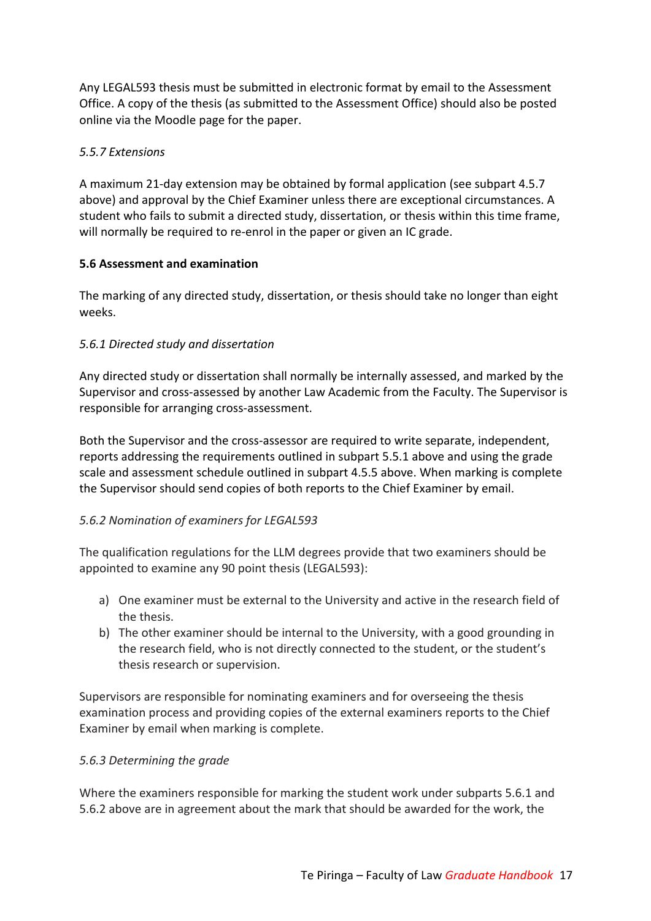Any LEGAL593 thesis must be submitted in electronic format by email to the Assessment Office. A copy of the thesis (as submitted to the Assessment Office) should also be posted online via the Moodle page for the paper.

*5.5.7 Extensions*

A maximum 21-day extension may be obtained by formal application (see subpart 4.5.7 above) and approval by the Chief Examiner unless there are exceptional circumstances. A student who fails to submit a directed study, dissertation, or thesis within this time frame, will normally be required to re-enrol in the paper or given an IC grade.

**5.6 Assessment and examination**

The marking of any directed study, dissertation, or thesis should take no longer than eight weeks.

*5.6.1 Directed study and dissertation*

Any directed study or dissertation shall normally be internally assessed, and marked by the Supervisor and cross-assessed by another Law Academic from the Faculty. The Supervisor is responsible for arranging cross-assessment.

Both the Supervisor and the cross-assessor are required to write separate, independent, reports addressing the requirements outlined in subpart 5.5.1 above and using the grade scale and assessment schedule outlined in subpart 4.5.5 above. When marking is complete the Supervisor should send copies of both reports to the Chief Examiner by email.

*5.6.2 Nomination of examiners for LEGAL593*

The qualification regulations for the LLM degrees provide that two examiners should be appointed to examine any 90 point thesis (LEGAL593):

a) One examiner must be external to the University and active in the research field of the thesis.
b) The other examiner should be internal to the University, with a good grounding in the research field, who is not directly connected to the student, or the student's thesis research or supervision.

Supervisors are responsible for nominating examiners and for overseeing the thesis examination process and providing copies of the external examiners reports to the Chief Examiner by email when marking is complete.

*5.6.3 Determining the grade*

Where the examiners responsible for marking the student work under subparts 5.6.1 and 5.6.2 above are in agreement about the mark that should be awarded for the work, the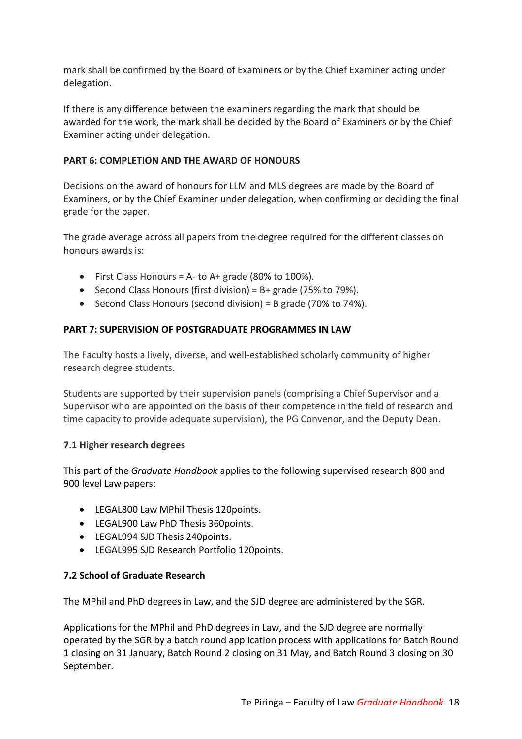mark shall be confirmed by the Board of Examiners or by the Chief Examiner acting under delegation.

If there is any difference between the examiners regarding the mark that should be awarded for the work, the mark shall be decided by the Board of Examiners or by the Chief Examiner acting under delegation.

## PART 6: COMPLETION AND THE AWARD OF HONOURS

Decisions on the award of honours for LLM and MLS degrees are made by the Board of Examiners, or by the Chief Examiner under delegation, when confirming or deciding the final grade for the paper.

The grade average across all papers from the degree required for the different classes on honours awards is:

- First Class Honours = A- to A+ grade (80% to 100%).
- Second Class Honours (first division) = B+ grade (75% to 79%).
- Second Class Honours (second division) = B grade (70% to 74%).

## PART 7: SUPERVISION OF POSTGRADUATE PROGRAMMES IN LAW

The Faculty hosts a lively, diverse, and well-established scholarly community of higher research degree students.

Students are supported by their supervision panels (comprising a Chief Supervisor and a Supervisor who are appointed on the basis of their competence in the field of research and time capacity to provide adequate supervision), the PG Convenor, and the Deputy Dean.

### 7.1 Higher research degrees

This part of the *Graduate Handbook* applies to the following supervised research 800 and 900 level Law papers:

- LEGAL800 Law MPhil Thesis 120points.
- LEGAL900 Law PhD Thesis 360points.
- LEGAL994 SJD Thesis 240points.
- LEGAL995 SJD Research Portfolio 120points.

### 7.2 School of Graduate Research

The MPhil and PhD degrees in Law, and the SJD degree are administered by the SGR.

Applications for the MPhil and PhD degrees in Law, and the SJD degree are normally operated by the SGR by a batch round application process with applications for Batch Round 1 closing on 31 January, Batch Round 2 closing on 31 May, and Batch Round 3 closing on 30 September.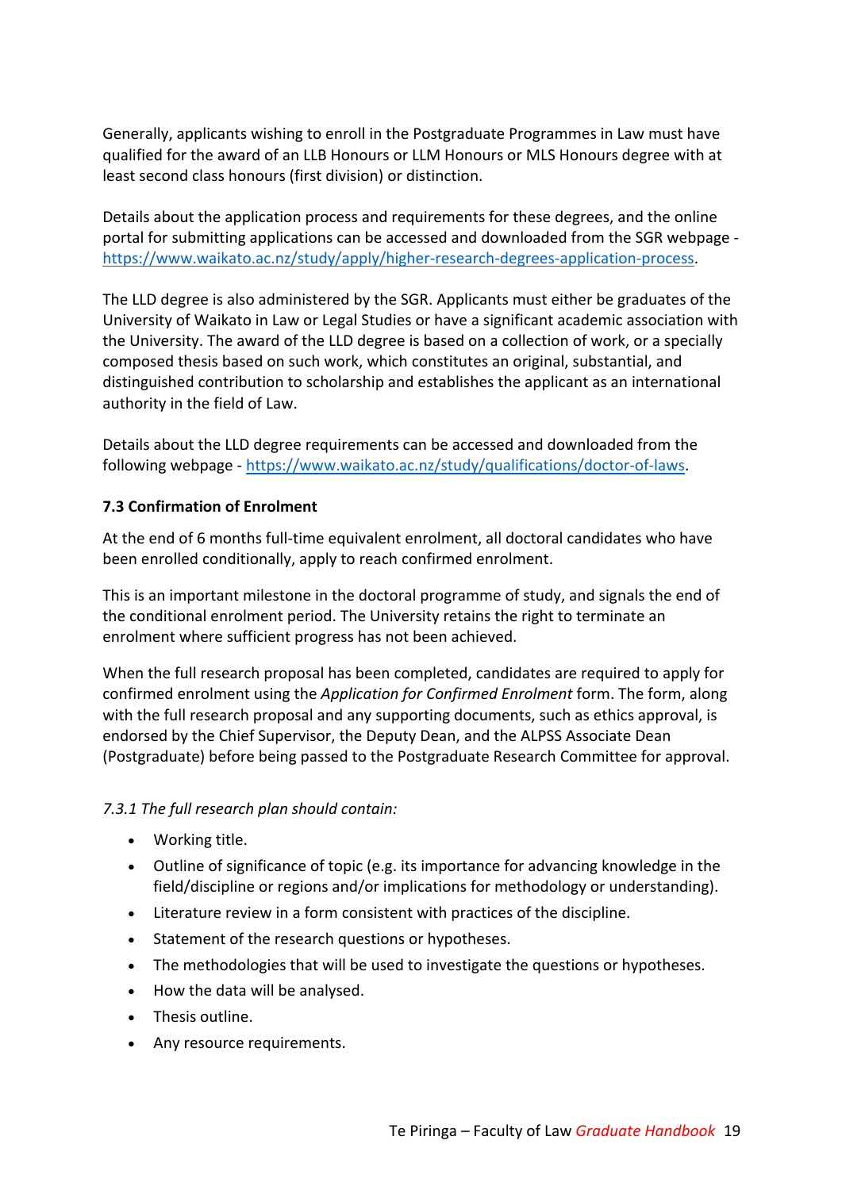Generally, applicants wishing to enroll in the Postgraduate Programmes in Law must have qualified for the award of an LLB Honours or LLM Honours or MLS Honours degree with at least second class honours (first division) or distinction.

Details about the application process and requirements for these degrees, and the online portal for submitting applications can be accessed and downloaded from the SGR webpage - https://www.waikato.ac.nz/study/apply/higher-research-degrees-application-process.

The LLD degree is also administered by the SGR. Applicants must either be graduates of the University of Waikato in Law or Legal Studies or have a significant academic association with the University. The award of the LLD degree is based on a collection of work, or a specially composed thesis based on such work, which constitutes an original, substantial, and distinguished contribution to scholarship and establishes the applicant as an international authority in the field of Law.

Details about the LLD degree requirements can be accessed and downloaded from the following webpage - https://www.waikato.ac.nz/study/qualifications/doctor-of-laws.

### 7.3 Confirmation of Enrolment

At the end of 6 months full-time equivalent enrolment, all doctoral candidates who have been enrolled conditionally, apply to reach confirmed enrolment.

This is an important milestone in the doctoral programme of study, and signals the end of the conditional enrolment period. The University retains the right to terminate an enrolment where sufficient progress has not been achieved.

When the full research proposal has been completed, candidates are required to apply for confirmed enrolment using the *Application for Confirmed Enrolment* form. The form, along with the full research proposal and any supporting documents, such as ethics approval, is endorsed by the Chief Supervisor, the Deputy Dean, and the ALPSS Associate Dean (Postgraduate) before being passed to the Postgraduate Research Committee for approval.

*7.3.1 The full research plan should contain:*

- Working title.
- Outline of significance of topic (e.g. its importance for advancing knowledge in the field/discipline or regions and/or implications for methodology or understanding).
- Literature review in a form consistent with practices of the discipline.
- Statement of the research questions or hypotheses.
- The methodologies that will be used to investigate the questions or hypotheses.
- How the data will be analysed.
- Thesis outline.
- Any resource requirements.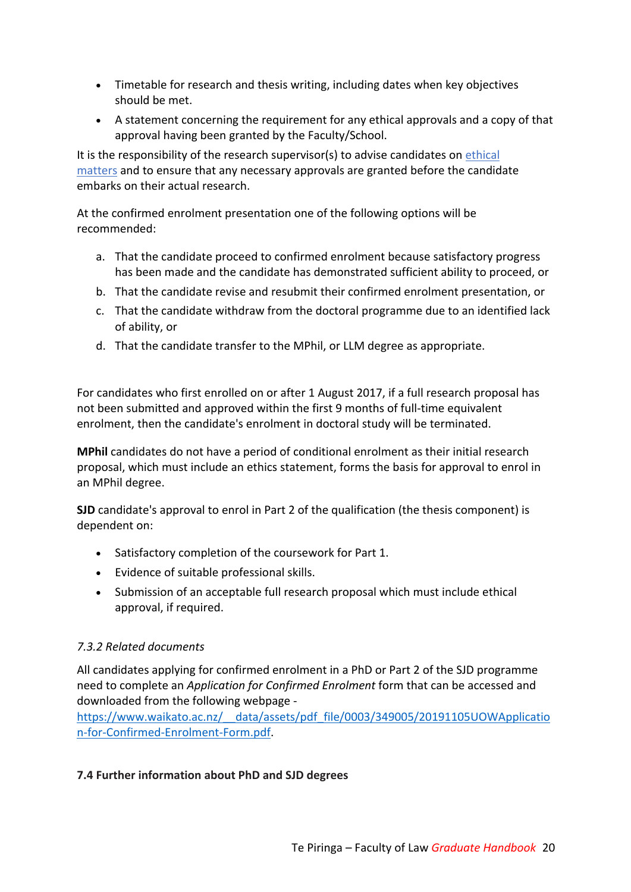- Timetable for research and thesis writing, including dates when key objectives should be met.
- A statement concerning the requirement for any ethical approvals and a copy of that approval having been granted by the Faculty/School.

It is the responsibility of the research supervisor(s) to advise candidates on [ethical matters] and to ensure that any necessary approvals are granted before the candidate embarks on their actual research.

At the confirmed enrolment presentation one of the following options will be recommended:

a. That the candidate proceed to confirmed enrolment because satisfactory progress has been made and the candidate has demonstrated sufficient ability to proceed, or
b. That the candidate revise and resubmit their confirmed enrolment presentation, or
c. That the candidate withdraw from the doctoral programme due to an identified lack of ability, or
d. That the candidate transfer to the MPhil, or LLM degree as appropriate.

For candidates who first enrolled on or after 1 August 2017, if a full research proposal has not been submitted and approved within the first 9 months of full-time equivalent enrolment, then the candidate's enrolment in doctoral study will be terminated.

**MPhil** candidates do not have a period of conditional enrolment as their initial research proposal, which must include an ethics statement, forms the basis for approval to enrol in an MPhil degree.

**SJD** candidate's approval to enrol in Part 2 of the qualification (the thesis component) is dependent on:

- Satisfactory completion of the coursework for Part 1.
- Evidence of suitable professional skills.
- Submission of an acceptable full research proposal which must include ethical approval, if required.

### *7.3.2 Related documents*

All candidates applying for confirmed enrolment in a PhD or Part 2 of the SJD programme need to complete an *Application for Confirmed Enrolment* form that can be accessed and downloaded from the following webpage - https://www.waikato.ac.nz/__data/assets/pdf_file/0003/349005/20191105UOWApplication-for-Confirmed-Enrolment-Form.pdf.

## 7.4 Further information about PhD and SJD degrees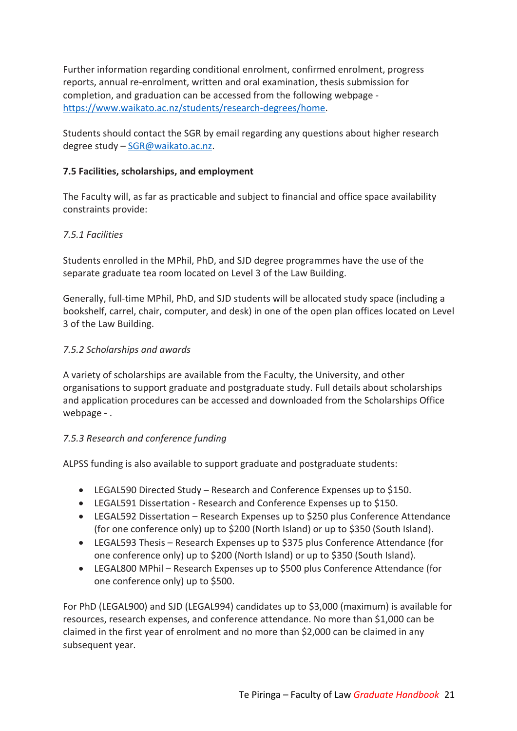Further information regarding conditional enrolment, confirmed enrolment, progress reports, annual re-enrolment, written and oral examination, thesis submission for completion, and graduation can be accessed from the following webpage - [https://www.waikato.ac.nz/students/research-degrees/home](https://www.waikato.ac.nz/students/research-degrees/home).

Students should contact the SGR by email regarding any questions about higher research degree study – [SGR@waikato.ac.nz](mailto:SGR@waikato.ac.nz).

**7.5 Facilities, scholarships, and employment**

The Faculty will, as far as practicable and subject to financial and office space availability constraints provide:

*7.5.1 Facilities*

Students enrolled in the MPhil, PhD, and SJD degree programmes have the use of the separate graduate tea room located on Level 3 of the Law Building.

Generally, full-time MPhil, PhD, and SJD students will be allocated study space (including a bookshelf, carrel, chair, computer, and desk) in one of the open plan offices located on Level 3 of the Law Building.

*7.5.2 Scholarships and awards*

A variety of scholarships are available from the Faculty, the University, and other organisations to support graduate and postgraduate study. Full details about scholarships and application procedures can be accessed and downloaded from the Scholarships Office webpage - .

*7.5.3 Research and conference funding*

ALPSS funding is also available to support graduate and postgraduate students:

- LEGAL590 Directed Study – Research and Conference Expenses up to $150.
- LEGAL591 Dissertation - Research and Conference Expenses up to $150.
- LEGAL592 Dissertation – Research Expenses up to $250 plus Conference Attendance (for one conference only) up to $200 (North Island) or up to $350 (South Island).
- LEGAL593 Thesis – Research Expenses up to $375 plus Conference Attendance (for one conference only) up to $200 (North Island) or up to $350 (South Island).
- LEGAL800 MPhil – Research Expenses up to $500 plus Conference Attendance (for one conference only) up to $500.

For PhD (LEGAL900) and SJD (LEGAL994) candidates up to $3,000 (maximum) is available for resources, research expenses, and conference attendance. No more than $1,000 can be claimed in the first year of enrolment and no more than $2,000 can be claimed in any subsequent year.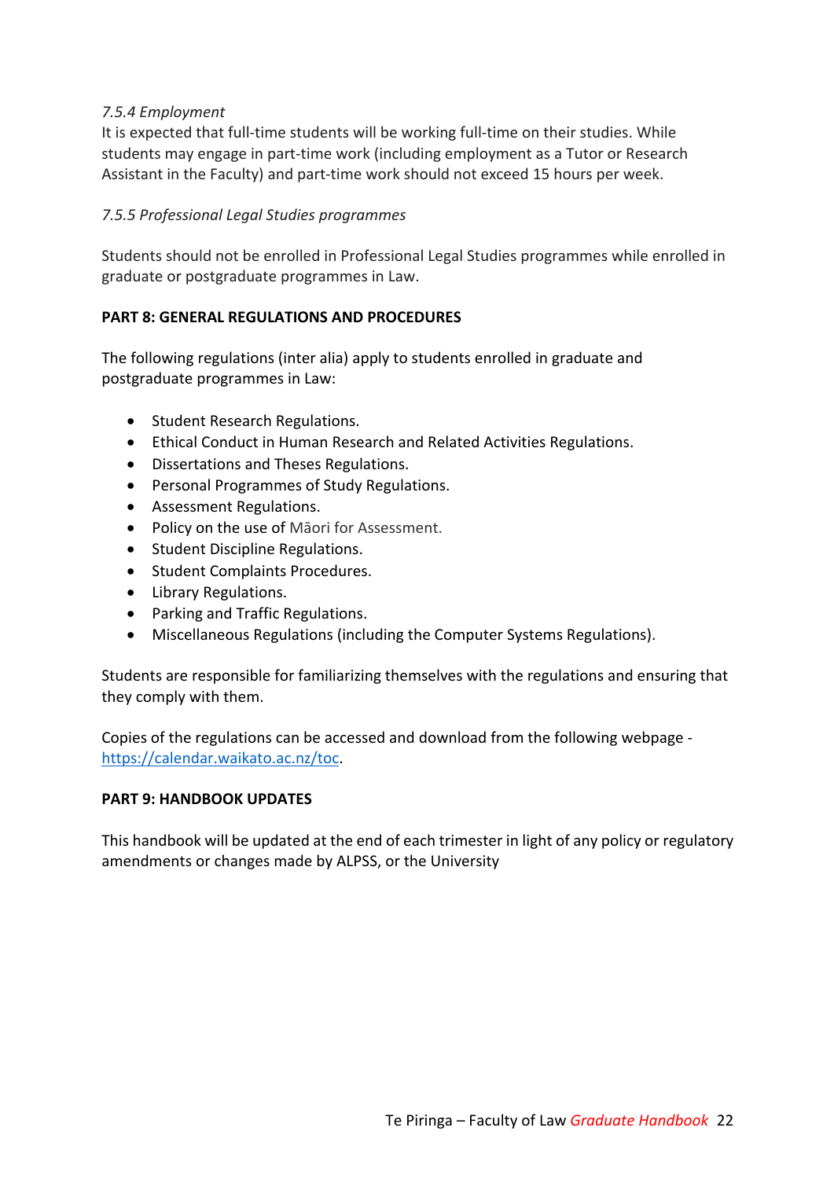*7.5.4 Employment*

It is expected that full-time students will be working full-time on their studies. While students may engage in part-time work (including employment as a Tutor or Research Assistant in the Faculty) and part-time work should not exceed 15 hours per week.

*7.5.5 Professional Legal Studies programmes*

Students should not be enrolled in Professional Legal Studies programmes while enrolled in graduate or postgraduate programmes in Law.

## PART 8: GENERAL REGULATIONS AND PROCEDURES

The following regulations (inter alia) apply to students enrolled in graduate and postgraduate programmes in Law:

- Student Research Regulations.
- Ethical Conduct in Human Research and Related Activities Regulations.
- Dissertations and Theses Regulations.
- Personal Programmes of Study Regulations.
- Assessment Regulations.
- Policy on the use of Māori for Assessment.
- Student Discipline Regulations.
- Student Complaints Procedures.
- Library Regulations.
- Parking and Traffic Regulations.
- Miscellaneous Regulations (including the Computer Systems Regulations).

Students are responsible for familiarizing themselves with the regulations and ensuring that they comply with them.

Copies of the regulations can be accessed and download from the following webpage - https://calendar.waikato.ac.nz/toc.

## PART 9: HANDBOOK UPDATES

This handbook will be updated at the end of each trimester in light of any policy or regulatory amendments or changes made by ALPSS, or the University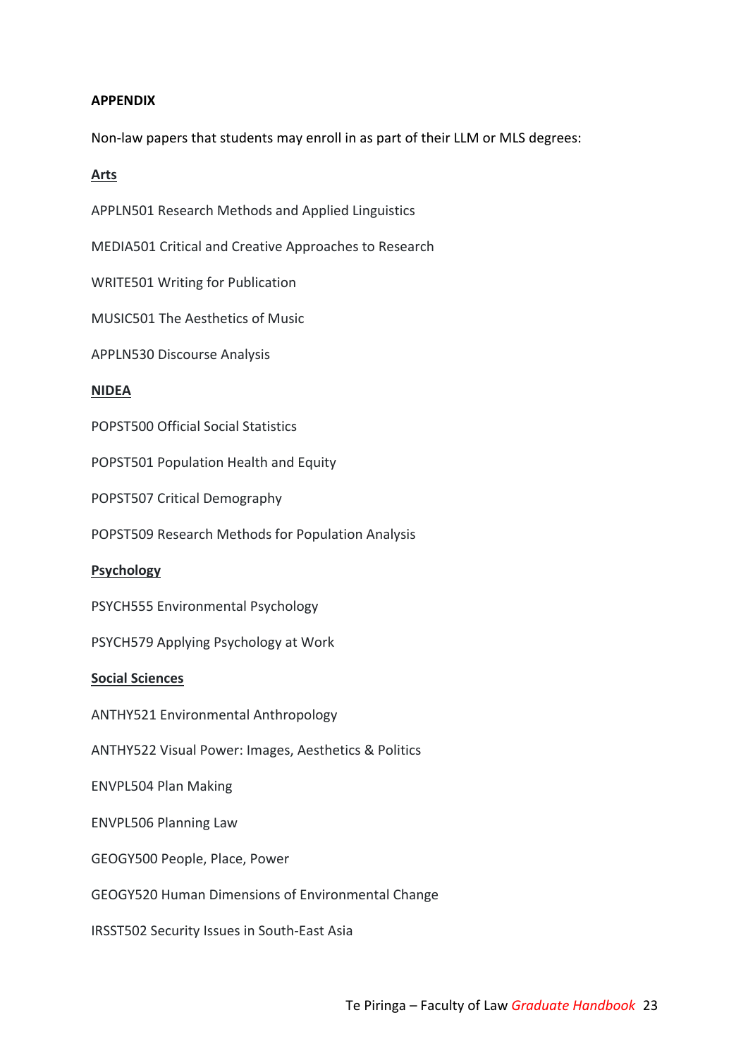**APPENDIX**

Non-law papers that students may enroll in as part of their LLM or MLS degrees:

**Arts**

APPLN501 Research Methods and Applied Linguistics

MEDIA501 Critical and Creative Approaches to Research

WRITE501 Writing for Publication

MUSIC501 The Aesthetics of Music

APPLN530 Discourse Analysis

**NIDEA**

POPST500 Official Social Statistics

POPST501 Population Health and Equity

POPST507 Critical Demography

POPST509 Research Methods for Population Analysis

**Psychology**

PSYCH555 Environmental Psychology

PSYCH579 Applying Psychology at Work

**Social Sciences**

ANTHY521 Environmental Anthropology

ANTHY522 Visual Power: Images, Aesthetics & Politics

ENVPL504 Plan Making

ENVPL506 Planning Law

GEOGY500 People, Place, Power

GEOGY520 Human Dimensions of Environmental Change

IRSST502 Security Issues in South-East Asia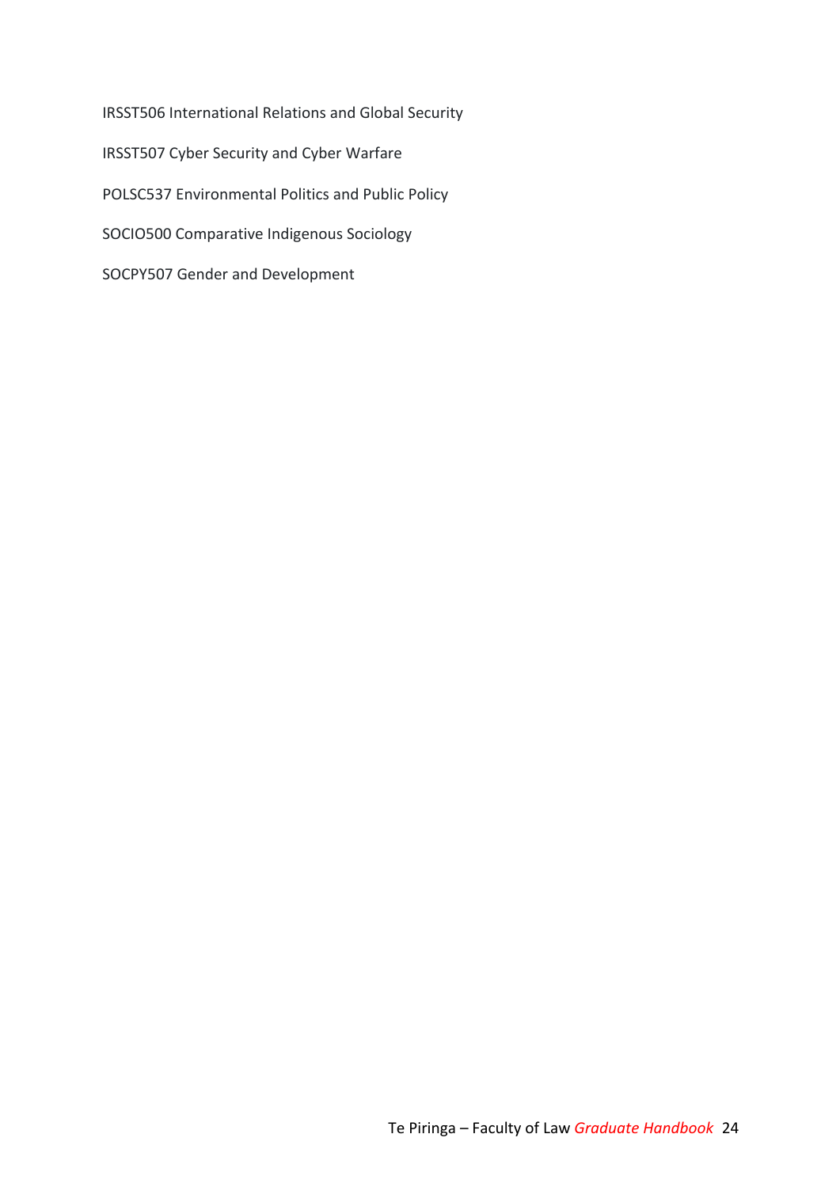IRSST506 International Relations and Global Security

IRSST507 Cyber Security and Cyber Warfare

POLSC537 Environmental Politics and Public Policy

SOCIO500 Comparative Indigenous Sociology

SOCPY507 Gender and Development